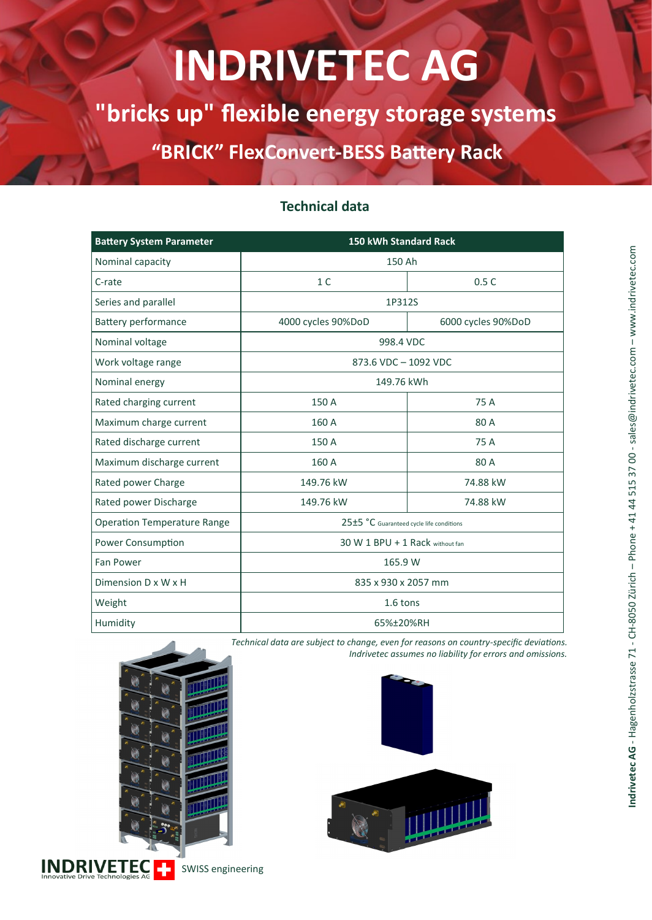# INDRIVETEC AG

## "bricks up" flexible energy storage systems

## “BRICK” FlexConvert-BESS Battery Rack

### Technical data

| Battery System Parameter | 150 kWh Standard Rack | |
|---|---|---|
| Nominal capacity | 150 Ah | |
| C-rate | 1 C | 0.5 C |
| Series and parallel | 1P312S | |
| Battery performance | 4000 cycles 90%DoD | 6000 cycles 90%DoD |
| Nominal voltage | 998.4 VDC | |
| Work voltage range | 873.6 VDC – 1092 VDC | |
| Nominal energy | 149.76 kWh | |
| Rated charging current | 150 A | 75 A |
| Maximum charge current | 160 A | 80 A |
| Rated discharge current | 150 A | 75 A |
| Maximum discharge current | 160 A | 80 A |
| Rated power Charge | 149.76 kW | 74.88 kW |
| Rated power Discharge | 149.76 kW | 74.88 kW |
| Operation Temperature Range | 25±5 °C Guaranteed cycle life conditions | |
| Power Consumption | 30 W 1 BPU + 1 Rack without fan | |
| Fan Power | 165.9 W | |
| Dimension D x W x H | 835 x 930 x 2057 mm | |
| Weight | 1.6 tons | |
| Humidity | 65%±20%RH | |

*Technical data are subject to change, even for reasons on country-specific deviations. Indrivetec assumes no liability for errors and omissions.*

INDRIVETEC Innovative Drive Technologies AG SWISS engineering

**Indrivetec AG** - Hagenholzstrasse 71 - CH-8050 Zürich – Phone +41 44 515 37 00 - sales@indrivetec.com – www.indrivetec.com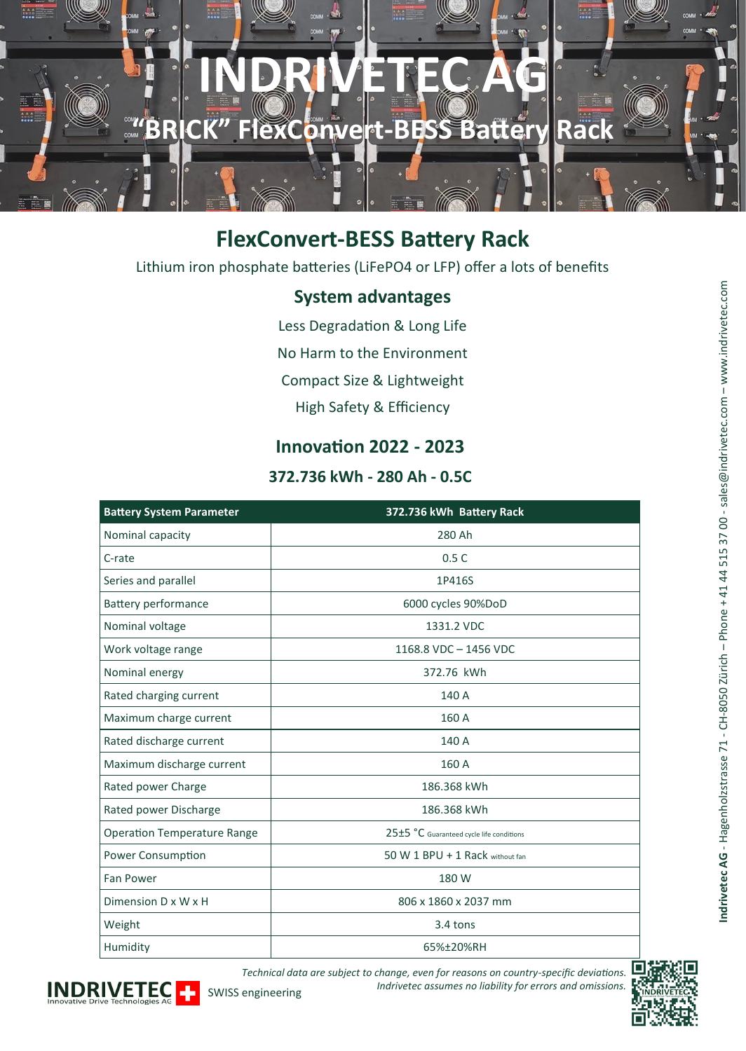# INDRIVETEC AG

## "BRICK" FlexConvert-BESS Battery Rack

## FlexConvert-BESS Battery Rack

Lithium iron phosphate batteries (LiFePO4 or LFP) offer a lots of benefits

### System advantages

Less Degradation & Long Life

No Harm to the Environment

Compact Size & Lightweight

High Safety & Efficiency

### Innovation 2022 - 2023

### 372.736 kWh - 280 Ah - 0.5C

| Battery System Parameter | 372.736 kWh Battery Rack |
|---|---|
| Nominal capacity | 280 Ah |
| C-rate | 0.5 C |
| Series and parallel | 1P416S |
| Battery performance | 6000 cycles 90%DoD |
| Nominal voltage | 1331.2 VDC |
| Work voltage range | 1168.8 VDC – 1456 VDC |
| Nominal energy | 372.76 kWh |
| Rated charging current | 140 A |
| Maximum charge current | 160 A |
| Rated discharge current | 140 A |
| Maximum discharge current | 160 A |
| Rated power Charge | 186.368 kWh |
| Rated power Discharge | 186.368 kWh |
| Operation Temperature Range | 25±5 °C Guaranteed cycle life conditions |
| Power Consumption | 50 W 1 BPU + 1 Rack without fan |
| Fan Power | 180 W |
| Dimension D x W x H | 806 x 1860 x 2037 mm |
| Weight | 3.4 tons |
| Humidity | 65%±20%RH |

*Technical data are subject to change, even for reasons on country-specific deviations. Indrivetec assumes no liability for errors and omissions.*

INDRIVETEC Innovative Drive Technologies AG — SWISS engineering

**Indrivetec AG** - Hagenholzstrasse 71 - CH-8050 Zürich – Phone +41 44 515 37 00 - sales@indrivetec.com – www.indrivetec.com